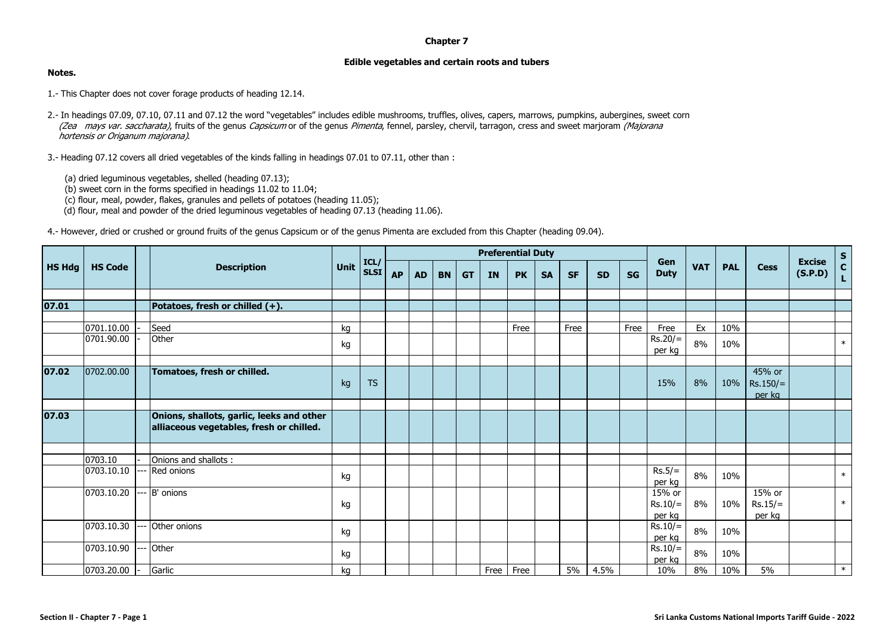# Chapter 7

## Edible vegetables and certain roots and tubers

**Notes.**

1.- This Chapter does not cover forage products of heading 12.14.

2.- In headings 07.09, 07.10, 07.11 and 07.12 the word "vegetables" includes edible mushrooms, truffles, olives, capers, marrows, pumpkins, aubergines, sweet corn *(Zea mays var. saccharata)*, fruits of the genus *Capsicum* or of the genus *Pimenta*, fennel, parsley, chervil, tarragon, cress and sweet marjoram *(Majorana hortensis or Origanum majorana)*.

3.- Heading 07.12 covers all dried vegetables of the kinds falling in headings 07.01 to 07.11, other than :

(a) dried leguminous vegetables, shelled (heading 07.13);
(b) sweet corn in the forms specified in headings 11.02 to 11.04;
(c) flour, meal, powder, flakes, granules and pellets of potatoes (heading 11.05);
(d) flour, meal and powder of the dried leguminous vegetables of heading 07.13 (heading 11.06).

4.- However, dried or crushed or ground fruits of the genus Capsicum or of the genus Pimenta are excluded from this Chapter (heading 09.04).

| HS Hdg | HS Code | | Description | Unit | ICL/ SLSI | Preferential Duty | | | | | | | | | | Gen Duty | VAT | PAL | Cess | Excise (S.P.D) | SCL |
|---|---|---|---|---|---|---|---|---|---|---|---|---|---|---|---|---|---|---|---|---|---|
| | | | | | | AP | AD | BN | GT | IN | PK | SA | SF | SD | SG | | | | | | |
| **07.01** | | | **Potatoes, fresh or chilled (+).** | | | | | | | | | | | | | | | | | | |
| | 0701.10.00 | - | Seed | kg | | | | | | | Free | | Free | | Free | Free | Ex | 10% | | | |
| | 0701.90.00 | - | Other | kg | | | | | | | | | | | | Rs.20/= per kg | 8% | 10% | | | * |
| **07.02** | 0702.00.00 | | **Tomatoes, fresh or chilled.** | kg | TS | | | | | | | | | | | 15% | 8% | 10% | 45% or Rs.150/= per kg | | |
| **07.03** | | | **Onions, shallots, garlic, leeks and other alliaceous vegetables, fresh or chilled.** | | | | | | | | | | | | | | | | | | |
| | 0703.10 | - | Onions and shallots : | | | | | | | | | | | | | | | | | | |
| | 0703.10.10 | --- | Red onions | kg | | | | | | | | | | | | Rs.5/= per kg | 8% | 10% | | | * |
| | 0703.10.20 | --- | B' onions | kg | | | | | | | | | | | | 15% or Rs.10/= per kg | 8% | 10% | 15% or Rs.15/= per kg | | * |
| | 0703.10.30 | --- | Other onions | kg | | | | | | | | | | | | Rs.10/= per kg | 8% | 10% | | | |
| | 0703.10.90 | --- | Other | kg | | | | | | | | | | | | Rs.10/= per kg | 8% | 10% | | | |
| | 0703.20.00 | - | Garlic | kg | | | | | | Free | Free | | 5% | 4.5% | | 10% | 8% | 10% | 5% | | * |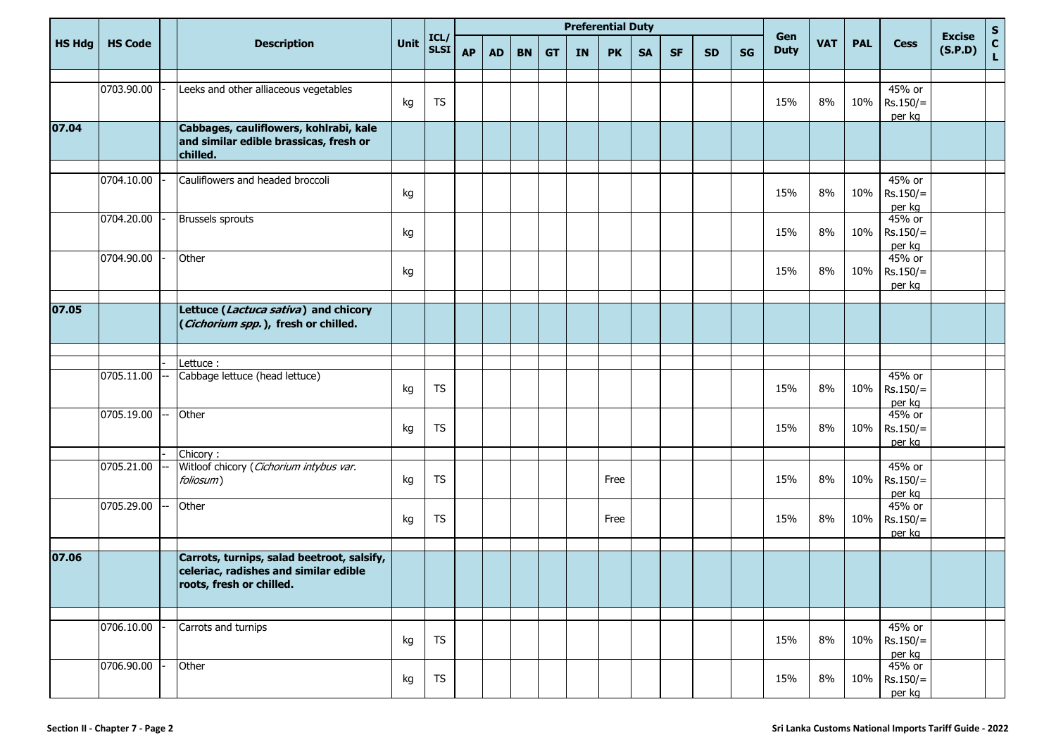| HS Hdg | HS Code | | Description | Unit | ICL/ SLSI | Preferential Duty | | | | | | | | | | Gen Duty | VAT | PAL | Cess | Excise (S.P.D) | S C L |
|---|---|---|---|---|---|---|---|---|---|---|---|---|---|---|---|---|---|---|---|---|---|
| | | | | | | AP | AD | BN | GT | IN | PK | SA | SF | SD | SG | | | | | | |
| | 0703.90.00 | - | Leeks and other alliaceous vegetables | kg | TS | | | | | | | | | | | 15% | 8% | 10% | 45% or Rs.150/= per kg | | |
| **07.04** | | | **Cabbages, cauliflowers, kohlrabi, kale and similar edible brassicas, fresh or chilled.** | | | | | | | | | | | | | | | | | | |
| | 0704.10.00 | - | Cauliflowers and headed broccoli | kg | | | | | | | | | | | | 15% | 8% | 10% | 45% or Rs.150/= per kg | | |
| | 0704.20.00 | - | Brussels sprouts | kg | | | | | | | | | | | | 15% | 8% | 10% | 45% or Rs.150/= per kg | | |
| | 0704.90.00 | - | Other | kg | | | | | | | | | | | | 15% | 8% | 10% | 45% or Rs.150/= per kg | | |
| **07.05** | | | **Lettuce (*Lactuca sativa*) and chicory (*Cichorium spp.*), fresh or chilled.** | | | | | | | | | | | | | | | | | | |
| | | - | Lettuce : | | | | | | | | | | | | | | | | | | |
| | 0705.11.00 | -- | Cabbage lettuce (head lettuce) | kg | TS | | | | | | | | | | | 15% | 8% | 10% | 45% or Rs.150/= per kg | | |
| | 0705.19.00 | -- | Other | kg | TS | | | | | | | | | | | 15% | 8% | 10% | 45% or Rs.150/= per kg | | |
| | | - | Chicory : | | | | | | | | | | | | | | | | | | |
| | 0705.21.00 | -- | Witloof chicory (*Cichorium intybus var. foliosum*) | kg | TS | | | | | | Free | | | | | 15% | 8% | 10% | 45% or Rs.150/= per kg | | |
| | 0705.29.00 | -- | Other | kg | TS | | | | | | Free | | | | | 15% | 8% | 10% | 45% or Rs.150/= per kg | | |
| **07.06** | | | **Carrots, turnips, salad beetroot, salsify, celeriac, radishes and similar edible roots, fresh or chilled.** | | | | | | | | | | | | | | | | | | |
| | 0706.10.00 | - | Carrots and turnips | kg | TS | | | | | | | | | | | 15% | 8% | 10% | 45% or Rs.150/= per kg | | |
| | 0706.90.00 | - | Other | kg | TS | | | | | | | | | | | 15% | 8% | 10% | 45% or Rs.150/= per kg | | |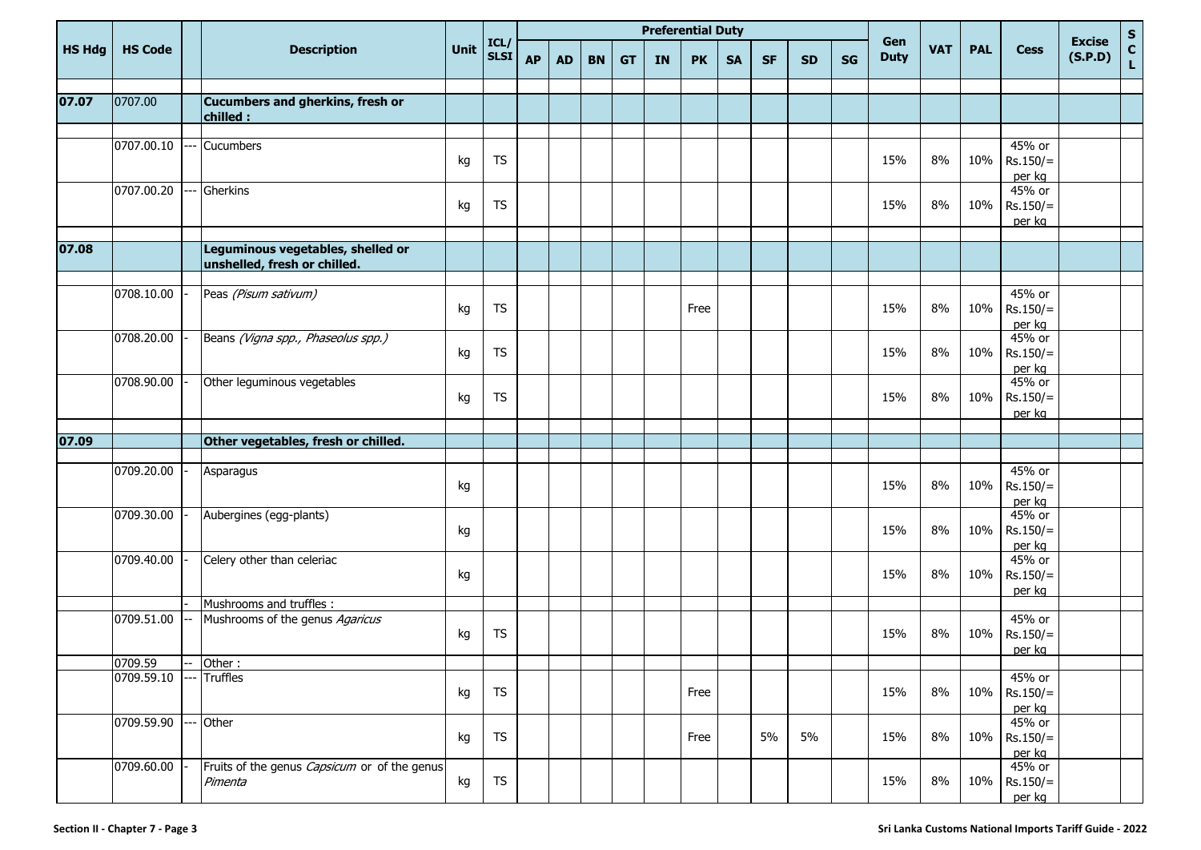| HS Hdg | HS Code | | Description | Unit | ICL/ SLSI | Preferential Duty | | | | | | | | | | Gen Duty | VAT | PAL | Cess | Excise (S.P.D) | S C L |
|---|---|---|---|---|---|---|---|---|---|---|---|---|---|---|---|---|---|---|---|---|---|
| | | | | | | AP | AD | BN | GT | IN | PK | SA | SF | SD | SG | | | | | | |
| **07.07** | 0707.00 | | **Cucumbers and gherkins, fresh or chilled :** | | | | | | | | | | | | | | | | | | |
| | 0707.00.10 | --- | Cucumbers | kg | TS | | | | | | | | | | | 15% | 8% | 10% | 45% or Rs.150/= per kg | | |
| | 0707.00.20 | --- | Gherkins | kg | TS | | | | | | | | | | | 15% | 8% | 10% | 45% or Rs.150/= per kg | | |
| **07.08** | | | **Leguminous vegetables, shelled or unshelled, fresh or chilled.** | | | | | | | | | | | | | | | | | | |
| | 0708.10.00 | - | Peas *(Pisum sativum)* | kg | TS | | | | | | Free | | | | | 15% | 8% | 10% | 45% or Rs.150/= per kg | | |
| | 0708.20.00 | - | Beans *(Vigna spp., Phaseolus spp.)* | kg | TS | | | | | | | | | | | 15% | 8% | 10% | 45% or Rs.150/= per kg | | |
| | 0708.90.00 | - | Other leguminous vegetables | kg | TS | | | | | | | | | | | 15% | 8% | 10% | 45% or Rs.150/= per kg | | |
| **07.09** | | | **Other vegetables, fresh or chilled.** | | | | | | | | | | | | | | | | | | |
| | 0709.20.00 | - | Asparagus | kg | | | | | | | | | | | | 15% | 8% | 10% | 45% or Rs.150/= per kg | | |
| | 0709.30.00 | - | Aubergines (egg-plants) | kg | | | | | | | | | | | | 15% | 8% | 10% | 45% or Rs.150/= per kg | | |
| | 0709.40.00 | - | Celery other than celeriac | kg | | | | | | | | | | | | 15% | 8% | 10% | 45% or Rs.150/= per kg | | |
| | | - | Mushrooms and truffles : | | | | | | | | | | | | | | | | | | |
| | 0709.51.00 | -- | Mushrooms of the genus *Agaricus* | kg | TS | | | | | | | | | | | 15% | 8% | 10% | 45% or Rs.150/= per kg | | |
| | 0709.59 | -- | Other : | | | | | | | | | | | | | | | | | | |
| | 0709.59.10 | --- | Truffles | kg | TS | | | | | | Free | | | | | 15% | 8% | 10% | 45% or Rs.150/= per kg | | |
| | 0709.59.90 | --- | Other | kg | TS | | | | | | Free | | 5% | 5% | | 15% | 8% | 10% | 45% or Rs.150/= per kg | | |
| | 0709.60.00 | - | Fruits of the genus *Capsicum* or of the genus *Pimenta* | kg | TS | | | | | | | | | | | 15% | 8% | 10% | 45% or Rs.150/= per kg | | |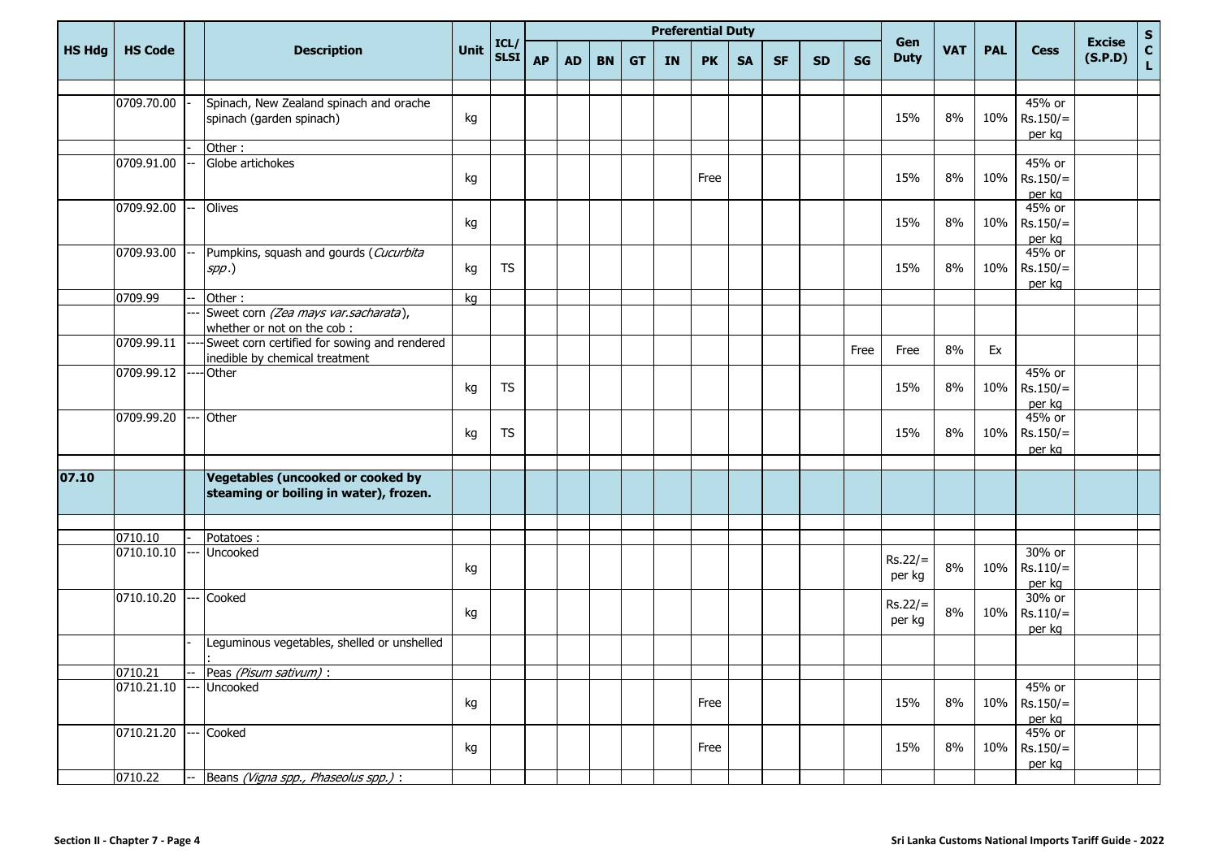| HS Hdg | HS Code | | Description | Unit | ICL/ SLSI | Preferential Duty | | | | | | | | | | Gen Duty | VAT | PAL | Cess | Excise (S.P.D) | SCL |
|---|---|---|---|---|---|---|---|---|---|---|---|---|---|---|---|---|---|---|---|---|---|
| | | | | | | AP | AD | BN | GT | IN | PK | SA | SF | SD | SG | | | | | | |
| | | | | | | | | | | | | | | | | | | | | | |
| | 0709.70.00 | - | Spinach, New Zealand spinach and orache spinach (garden spinach) | kg | | | | | | | | | | | | 15% | 8% | 10% | 45% or Rs.150/= per kg | | |
| | | - | Other : | | | | | | | | | | | | | | | | | | |
| | 0709.91.00 | -- | Globe artichokes | kg | | | | | | | Free | | | | | 15% | 8% | 10% | 45% or Rs.150/= per kg | | |
| | 0709.92.00 | -- | Olives | kg | | | | | | | | | | | | 15% | 8% | 10% | 45% or Rs.150/= per kg | | |
| | 0709.93.00 | -- | Pumpkins, squash and gourds (*Cucurbita spp.*) | kg | TS | | | | | | | | | | | 15% | 8% | 10% | 45% or Rs.150/= per kg | | |
| | 0709.99 | -- | Other : | kg | | | | | | | | | | | | | | | | | |
| | | --- | Sweet corn *(Zea mays var.sacharata)*, whether or not on the cob : | | | | | | | | | | | | | | | | | | |
| | 0709.99.11 | ---- | Sweet corn certified for sowing and rendered inedible by chemical treatment | | | | | | | | | | | | Free | Free | 8% | Ex | | | |
| | 0709.99.12 | ---- | Other | kg | TS | | | | | | | | | | | 15% | 8% | 10% | 45% or Rs.150/= per kg | | |
| | 0709.99.20 | --- | Other | kg | TS | | | | | | | | | | | 15% | 8% | 10% | 45% or Rs.150/= per kg | | |
| | | | | | | | | | | | | | | | | | | | | | |
| **07.10** | | | **Vegetables (uncooked or cooked by steaming or boiling in water), frozen.** | | | | | | | | | | | | | | | | | | |
| | | | | | | | | | | | | | | | | | | | | | |
| | 0710.10 | - | Potatoes : | | | | | | | | | | | | | | | | | | |
| | 0710.10.10 | --- | Uncooked | kg | | | | | | | | | | | | Rs.22/= per kg | 8% | 10% | 30% or Rs.110/= per kg | | |
| | 0710.10.20 | --- | Cooked | kg | | | | | | | | | | | | Rs.22/= per kg | 8% | 10% | 30% or Rs.110/= per kg | | |
| | | - | Leguminous vegetables, shelled or unshelled : | | | | | | | | | | | | | | | | | | |
| | 0710.21 | -- | Peas *(Pisum sativum)* : | | | | | | | | | | | | | | | | | | |
| | 0710.21.10 | --- | Uncooked | kg | | | | | | | Free | | | | | 15% | 8% | 10% | 45% or Rs.150/= per kg | | |
| | 0710.21.20 | --- | Cooked | kg | | | | | | | Free | | | | | 15% | 8% | 10% | 45% or Rs.150/= per kg | | |
| | 0710.22 | -- | Beans *(Vigna spp., Phaseolus spp.)* : | | | | | | | | | | | | | | | | | | |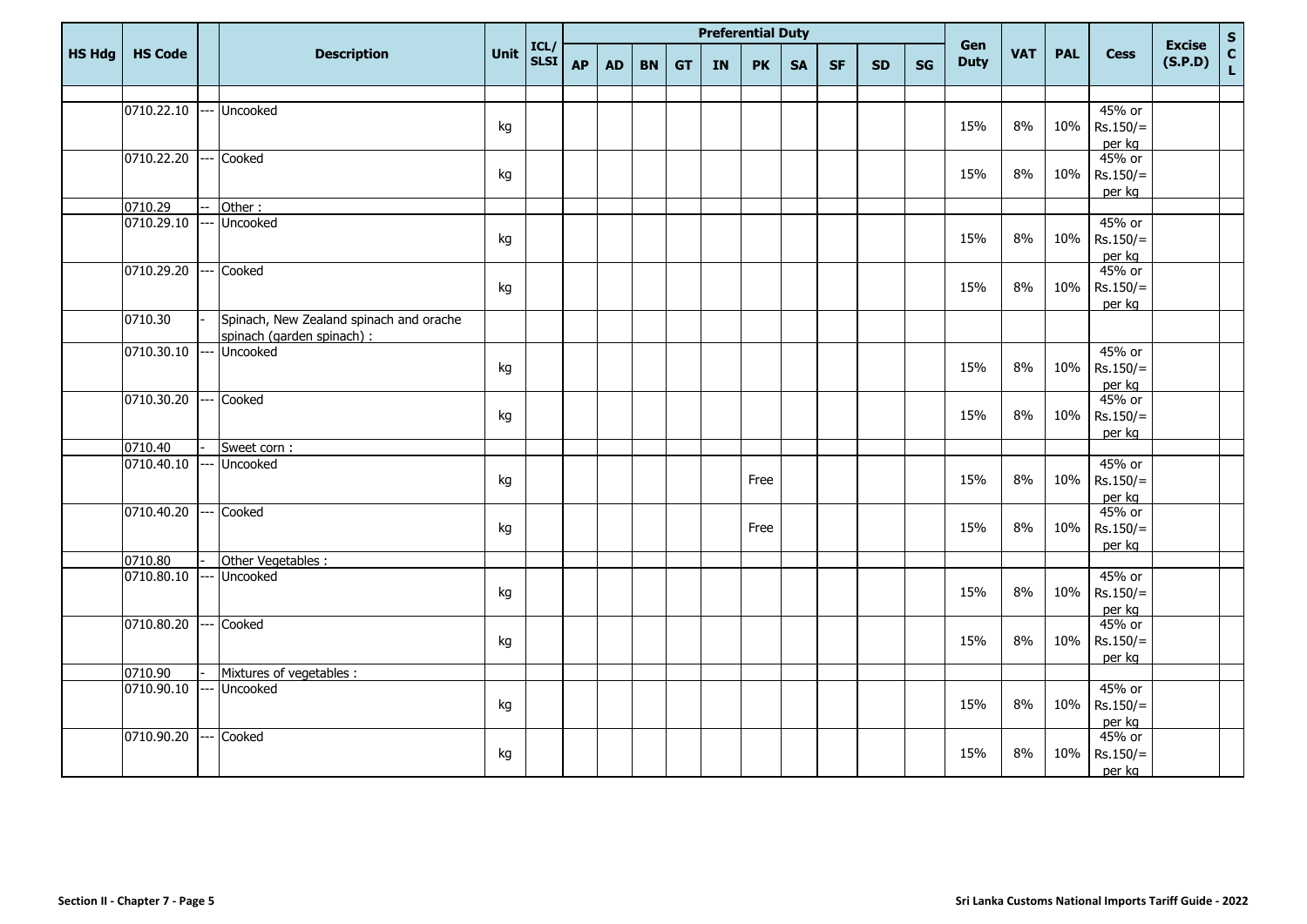| HS Hdg | HS Code | | Description | Unit | ICL/ SLSI | Preferential Duty | | | | | | | | | | Gen Duty | VAT | PAL | Cess | Excise (S.P.D) | SCL |
|---|---|---|---|---|---|---|---|---|---|---|---|---|---|---|---|---|---|---|---|---|---|
| | | | | | | AP | AD | BN | GT | IN | PK | SA | SF | SD | SG | | | | | | |
| | | | | | | | | | | | | | | | | | | | | | |
| | 0710.22.10 | --- | Uncooked | kg | | | | | | | | | | | | 15% | 8% | 10% | 45% or Rs.150/= per kg | | |
| | 0710.22.20 | --- | Cooked | kg | | | | | | | | | | | | 15% | 8% | 10% | 45% or Rs.150/= per kg | | |
| | 0710.29 | -- | Other : | | | | | | | | | | | | | | | | | | |
| | 0710.29.10 | --- | Uncooked | kg | | | | | | | | | | | | 15% | 8% | 10% | 45% or Rs.150/= per kg | | |
| | 0710.29.20 | --- | Cooked | kg | | | | | | | | | | | | 15% | 8% | 10% | 45% or Rs.150/= per kg | | |
| | 0710.30 | - | Spinach, New Zealand spinach and orache spinach (garden spinach) : | | | | | | | | | | | | | | | | | | |
| | 0710.30.10 | --- | Uncooked | kg | | | | | | | | | | | | 15% | 8% | 10% | 45% or Rs.150/= per kg | | |
| | 0710.30.20 | --- | Cooked | kg | | | | | | | | | | | | 15% | 8% | 10% | 45% or Rs.150/= per kg | | |
| | 0710.40 | - | Sweet corn : | | | | | | | | | | | | | | | | | | |
| | 0710.40.10 | --- | Uncooked | kg | | | | | | | Free | | | | | 15% | 8% | 10% | 45% or Rs.150/= per kg | | |
| | 0710.40.20 | --- | Cooked | kg | | | | | | | Free | | | | | 15% | 8% | 10% | 45% or Rs.150/= per kg | | |
| | 0710.80 | - | Other Vegetables : | | | | | | | | | | | | | | | | | | |
| | 0710.80.10 | --- | Uncooked | kg | | | | | | | | | | | | 15% | 8% | 10% | 45% or Rs.150/= per kg | | |
| | 0710.80.20 | --- | Cooked | kg | | | | | | | | | | | | 15% | 8% | 10% | 45% or Rs.150/= per kg | | |
| | 0710.90 | - | Mixtures of vegetables : | | | | | | | | | | | | | | | | | | |
| | 0710.90.10 | --- | Uncooked | kg | | | | | | | | | | | | 15% | 8% | 10% | 45% or Rs.150/= per kg | | |
| | 0710.90.20 | --- | Cooked | kg | | | | | | | | | | | | 15% | 8% | 10% | 45% or Rs.150/= per kg | | |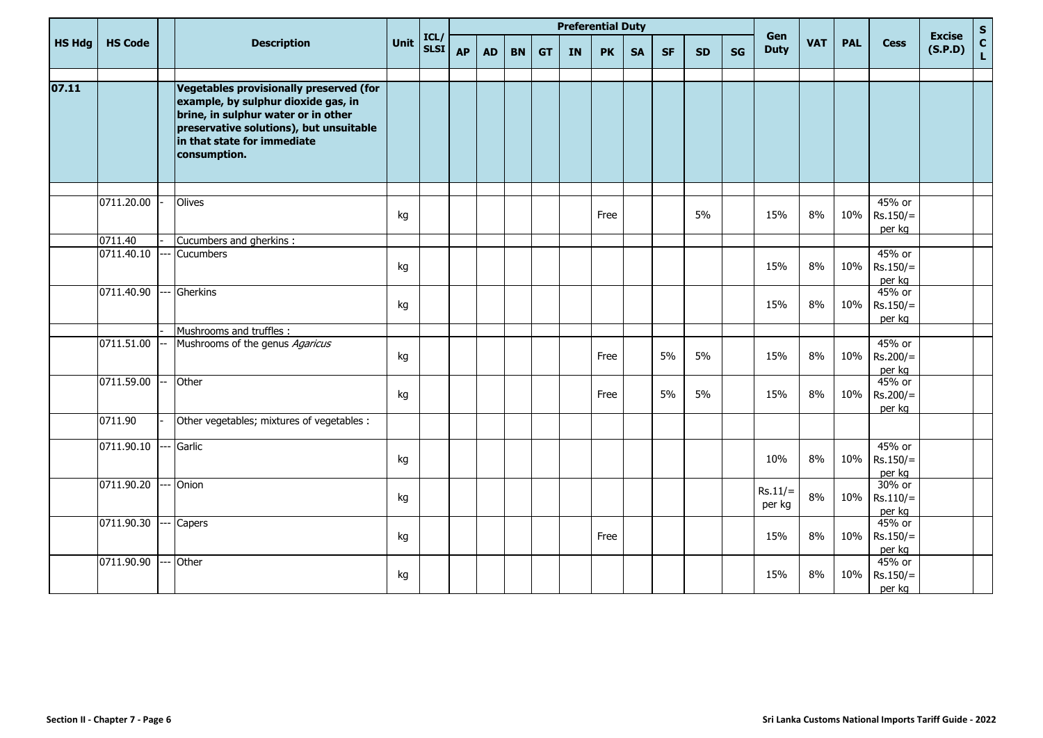| HS Hdg | HS Code | | Description | Unit | ICL/ SLSI | Preferential Duty | | | | | | | | | | Gen Duty | VAT | PAL | Cess | Excise (S.P.D) | S C L |
|---|---|---|---|---|---|---|---|---|---|---|---|---|---|---|---|---|---|---|---|---|---|
| | | | | | | AP | AD | BN | GT | IN | PK | SA | SF | SD | SG | | | | | | |
| 07.11 | | | **Vegetables provisionally preserved (for example, by sulphur dioxide gas, in brine, in sulphur water or in other preservative solutions), but unsuitable in that state for immediate consumption.** | | | | | | | | | | | | | | | | | | |
| | 0711.20.00 | - | Olives | kg | | | | | | | Free | | | 5% | | 15% | 8% | 10% | 45% or Rs.150/= per kg | | |
| | 0711.40 | - | Cucumbers and gherkins : | | | | | | | | | | | | | | | | | | |
| | 0711.40.10 | --- | Cucumbers | kg | | | | | | | | | | | | 15% | 8% | 10% | 45% or Rs.150/= per kg | | |
| | 0711.40.90 | --- | Gherkins | kg | | | | | | | | | | | | 15% | 8% | 10% | 45% or Rs.150/= per kg | | |
| | | - | Mushrooms and truffles : | | | | | | | | | | | | | | | | | | |
| | 0711.51.00 | -- | Mushrooms of the genus *Agaricus* | kg | | | | | | | Free | | 5% | 5% | | 15% | 8% | 10% | 45% or Rs.200/= per kg | | |
| | 0711.59.00 | -- | Other | kg | | | | | | | Free | | 5% | 5% | | 15% | 8% | 10% | 45% or Rs.200/= per kg | | |
| | 0711.90 | - | Other vegetables; mixtures of vegetables : | | | | | | | | | | | | | | | | | | |
| | 0711.90.10 | --- | Garlic | kg | | | | | | | | | | | | 10% | 8% | 10% | 45% or Rs.150/= per kg | | |
| | 0711.90.20 | --- | Onion | kg | | | | | | | | | | | | Rs.11/= per kg | 8% | 10% | 30% or Rs.110/= per kg | | |
| | 0711.90.30 | --- | Capers | kg | | | | | | | Free | | | | | 15% | 8% | 10% | 45% or Rs.150/= per kg | | |
| | 0711.90.90 | --- | Other | kg | | | | | | | | | | | | 15% | 8% | 10% | 45% or Rs.150/= per kg | | |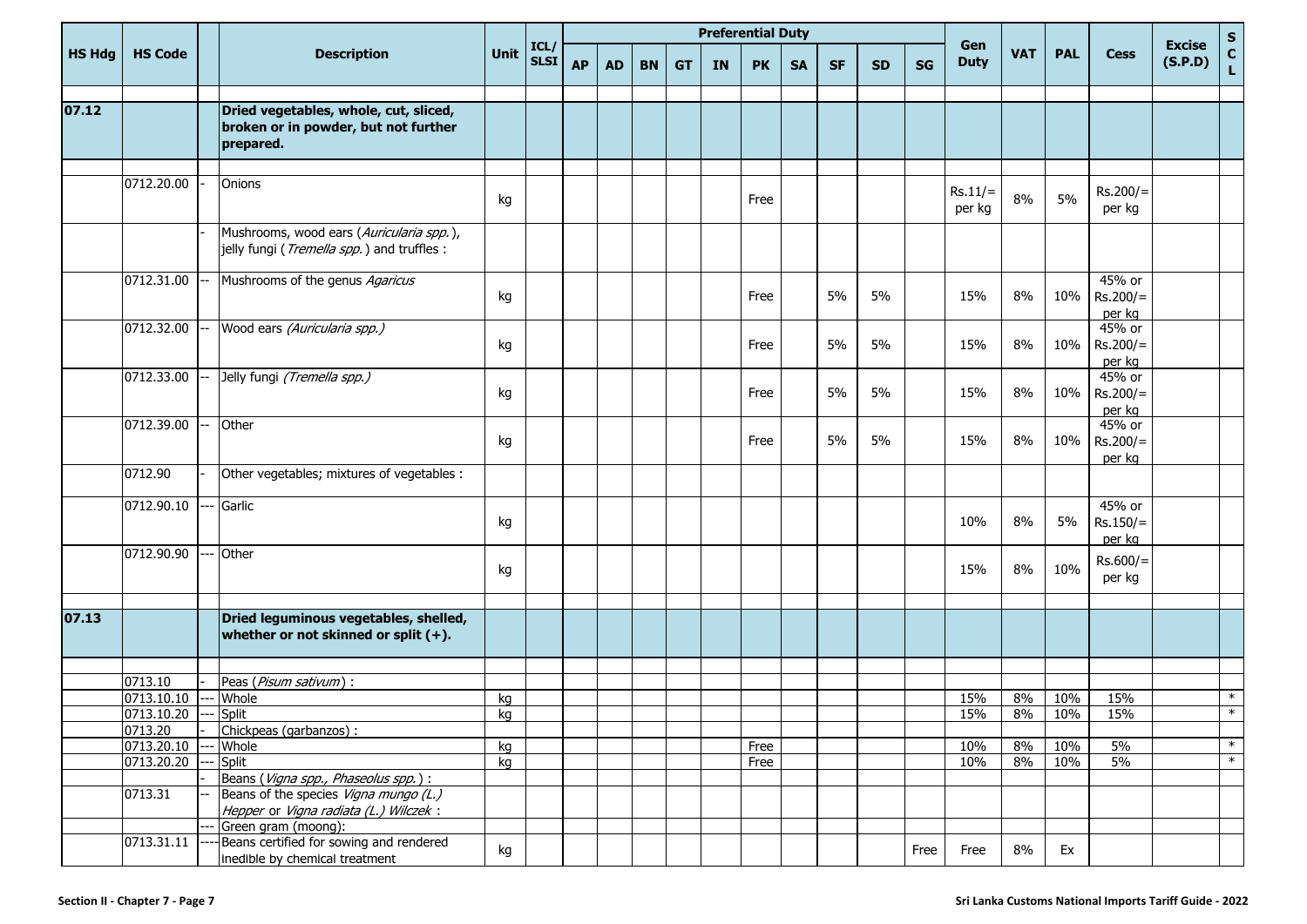| HS Hdg | HS Code | | Description | Unit | ICL/ SLSI | Preferential Duty | | | | | | | | | | Gen Duty | VAT | PAL | Cess | Excise (S.P.D) | S C L |
|---|---|---|---|---|---|---|---|---|---|---|---|---|---|---|---|---|---|---|---|---|---|
| | | | | | | AP | AD | BN | GT | IN | PK | SA | SF | SD | SG | | | | | | |
| 07.12 | | | **Dried vegetables, whole, cut, sliced, broken or in powder, but not further prepared.** | | | | | | | | | | | | | | | | | | |
| | 0712.20.00 | - | Onions | kg | | | | | | | Free | | | | | Rs.11/= per kg | 8% | 5% | Rs.200/= per kg | | |
| | | - | Mushrooms, wood ears (*Auricularia spp.*), jelly fungi (*Tremella spp.*) and truffles : | | | | | | | | | | | | | | | | | | |
| | 0712.31.00 | -- | Mushrooms of the genus *Agaricus* | kg | | | | | | | Free | | 5% | 5% | | 15% | 8% | 10% | 45% or Rs.200/= per kg | | |
| | 0712.32.00 | -- | Wood ears *(Auricularia spp.)* | kg | | | | | | | Free | | 5% | 5% | | 15% | 8% | 10% | 45% or Rs.200/= per kg | | |
| | 0712.33.00 | -- | Jelly fungi *(Tremella spp.)* | kg | | | | | | | Free | | 5% | 5% | | 15% | 8% | 10% | 45% or Rs.200/= per kg | | |
| | 0712.39.00 | -- | Other | kg | | | | | | | Free | | 5% | 5% | | 15% | 8% | 10% | 45% or Rs.200/= per kg | | |
| | 0712.90 | - | Other vegetables; mixtures of vegetables : | | | | | | | | | | | | | | | | | | |
| | 0712.90.10 | --- | Garlic | kg | | | | | | | | | | | | 10% | 8% | 5% | 45% or Rs.150/= per kg | | |
| | 0712.90.90 | --- | Other | kg | | | | | | | | | | | | 15% | 8% | 10% | Rs.600/= per kg | | |
| 07.13 | | | **Dried leguminous vegetables, shelled, whether or not skinned or split (+).** | | | | | | | | | | | | | | | | | | |
| | 0713.10 | - | Peas (*Pisum sativum*) : | | | | | | | | | | | | | | | | | | |
| | 0713.10.10 | --- | Whole | kg | | | | | | | | | | | | 15% | 8% | 10% | 15% | | * |
| | 0713.10.20 | --- | Split | kg | | | | | | | | | | | | 15% | 8% | 10% | 15% | | * |
| | 0713.20 | - | Chickpeas (garbanzos) : | | | | | | | | | | | | | | | | | | |
| | 0713.20.10 | --- | Whole | kg | | | | | | | Free | | | | | 10% | 8% | 10% | 5% | | * |
| | 0713.20.20 | --- | Split | kg | | | | | | | Free | | | | | 10% | 8% | 10% | 5% | | * |
| | | - | Beans (*Vigna spp., Phaseolus spp.*) : | | | | | | | | | | | | | | | | | | |
| | 0713.31 | -- | Beans of the species *Vigna mungo (L.) Hepper* or *Vigna radiata (L.) Wilczek* : | | | | | | | | | | | | | | | | | | |
| | | --- | Green gram (moong): | | | | | | | | | | | | | | | | | | |
| | 0713.31.11 | ---- | Beans certified for sowing and rendered inedible by chemical treatment | kg | | | | | | | | | | | Free | Free | 8% | Ex | | | |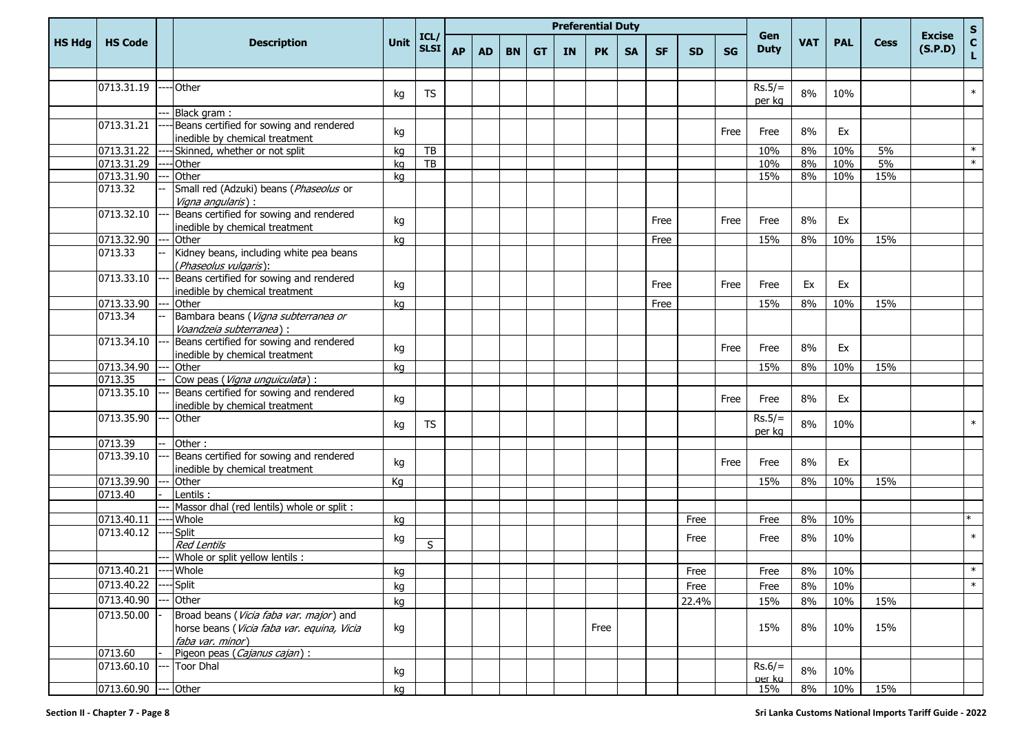| HS Hdg | HS Code | | Description | Unit | ICL/ SLSI | Preferential Duty | | | | | | | | | | Gen Duty | VAT | PAL | Cess | Excise (S.P.D) | S C L |
|---|---|---|---|---|---|---|---|---|---|---|---|---|---|---|---|---|---|---|---|---|---|
| | | | | | | AP | AD | BN | GT | IN | PK | SA | SF | SD | SG | | | | | | |
| | | | | | | | | | | | | | | | | | | | | | |
| | 0713.31.19 | ---- | Other | kg | TS | | | | | | | | | | | Rs.5/= per kg | 8% | 10% | | | * |
| | | --- | Black gram : | | | | | | | | | | | | | | | | | | |
| | 0713.31.21 | ---- | Beans certified for sowing and rendered inedible by chemical treatment | kg | | | | | | | | | | | Free | Free | 8% | Ex | | | |
| | 0713.31.22 | ---- | Skinned, whether or not split | kg | TB | | | | | | | | | | | 10% | 8% | 10% | 5% | | * |
| | 0713.31.29 | ---- | Other | kg | TB | | | | | | | | | | | 10% | 8% | 10% | 5% | | * |
| | 0713.31.90 | --- | Other | kg | | | | | | | | | | | | 15% | 8% | 10% | 15% | | |
| | 0713.32 | -- | Small red (Adzuki) beans (*Phaseolus* or *Vigna angularis*) : | | | | | | | | | | | | | | | | | | |
| | 0713.32.10 | --- | Beans certified for sowing and rendered inedible by chemical treatment | kg | | | | | | | | | Free | | Free | Free | 8% | Ex | | | |
| | 0713.32.90 | --- | Other | kg | | | | | | | | | Free | | | 15% | 8% | 10% | 15% | | |
| | 0713.33 | -- | Kidney beans, including white pea beans (*Phaseolus vulgaris*): | | | | | | | | | | | | | | | | | | |
| | 0713.33.10 | --- | Beans certified for sowing and rendered inedible by chemical treatment | kg | | | | | | | | | Free | | Free | Free | Ex | Ex | | | |
| | 0713.33.90 | --- | Other | kg | | | | | | | | | Free | | | 15% | 8% | 10% | 15% | | |
| | 0713.34 | -- | Bambara beans (*Vigna subterranea or Voandzeia subterranea*) : | | | | | | | | | | | | | | | | | | |
| | 0713.34.10 | --- | Beans certified for sowing and rendered inedible by chemical treatment | kg | | | | | | | | | | | Free | Free | 8% | Ex | | | |
| | 0713.34.90 | --- | Other | kg | | | | | | | | | | | | 15% | 8% | 10% | 15% | | |
| | 0713.35 | -- | Cow peas (*Vigna unguiculata*) : | | | | | | | | | | | | | | | | | | |
| | 0713.35.10 | --- | Beans certified for sowing and rendered inedible by chemical treatment | kg | | | | | | | | | | | Free | Free | 8% | Ex | | | |
| | 0713.35.90 | --- | Other | kg | TS | | | | | | | | | | | Rs.5/= per kg | 8% | 10% | | | * |
| | 0713.39 | -- | Other : | | | | | | | | | | | | | | | | | | |
| | 0713.39.10 | --- | Beans certified for sowing and rendered inedible by chemical treatment | kg | | | | | | | | | | | Free | Free | 8% | Ex | | | |
| | 0713.39.90 | --- | Other | Kg | | | | | | | | | | | | 15% | 8% | 10% | 15% | | |
| | 0713.40 | - | Lentils : | | | | | | | | | | | | | | | | | | |
| | | --- | Massor dhal (red lentils) whole or split : | | | | | | | | | | | | | | | | | | |
| | 0713.40.11 | ---- | Whole | kg | | | | | | | | | | Free | | Free | 8% | 10% | | | * |
| | 0713.40.12 | ---- | Split *Red Lentils* | kg | S | | | | | | | | | Free | | Free | 8% | 10% | | | * |
| | | --- | Whole or split yellow lentils : | | | | | | | | | | | | | | | | | | |
| | 0713.40.21 | ---- | Whole | kg | | | | | | | | | | Free | | Free | 8% | 10% | | | * |
| | 0713.40.22 | ---- | Split | kg | | | | | | | | | | Free | | Free | 8% | 10% | | | * |
| | 0713.40.90 | --- | Other | kg | | | | | | | | | | 22.4% | | 15% | 8% | 10% | 15% | | |
| | 0713.50.00 | - | Broad beans (*Vicia faba var. major*) and horse beans (*Vicia faba var. equina, Vicia faba var. minor*) | kg | | | | | | | Free | | | | | 15% | 8% | 10% | 15% | | |
| | 0713.60 | - | Pigeon peas (*Cajanus cajan*) : | | | | | | | | | | | | | | | | | | |
| | 0713.60.10 | --- | Toor Dhal | kg | | | | | | | | | | | | Rs.6/= per kg | 8% | 10% | | | |
| | 0713.60.90 | --- | Other | kg | | | | | | | | | | | | 15% | 8% | 10% | 15% | | |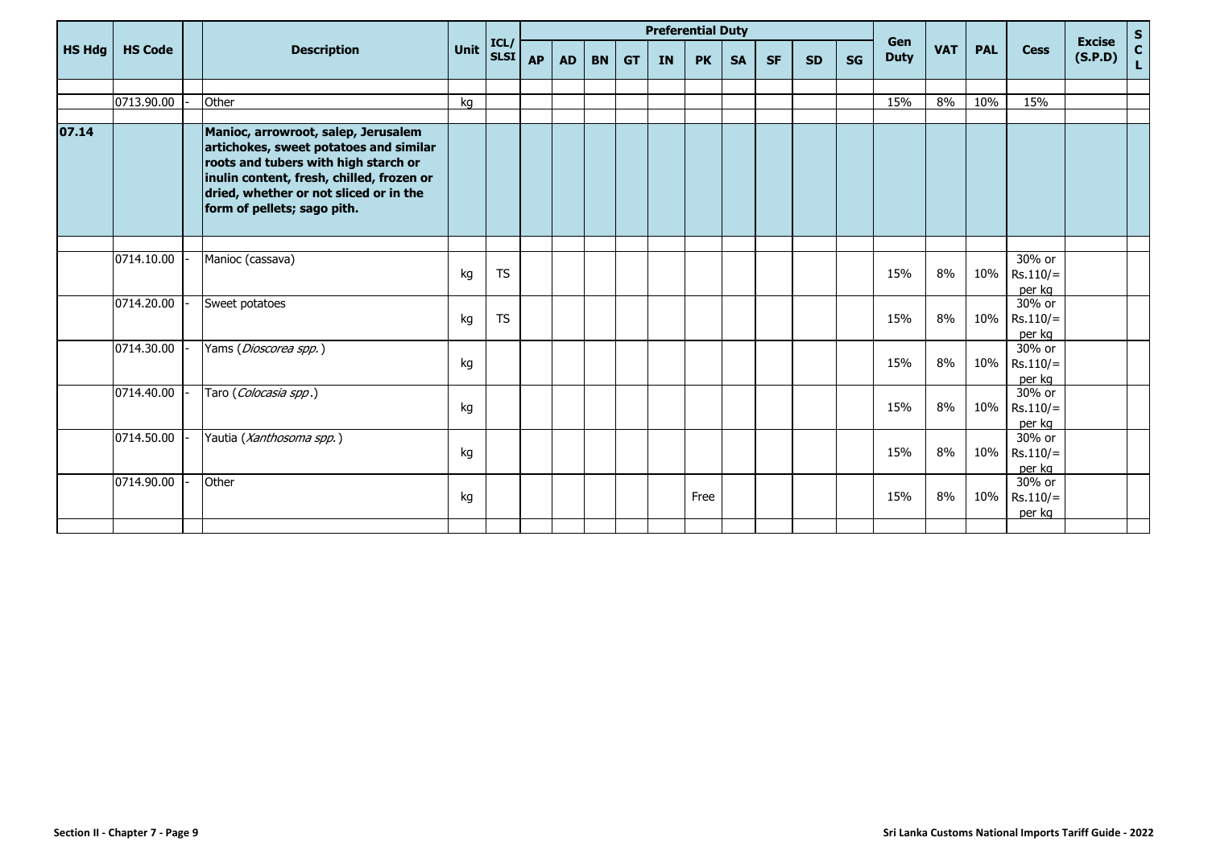| HS Hdg | HS Code | | Description | Unit | ICL/ SLSI | Preferential Duty | | | | | | | | | | Gen Duty | VAT | PAL | Cess | Excise (S.P.D) | S C L |
|---|---|---|---|---|---|---|---|---|---|---|---|---|---|---|---|---|---|---|---|---|---|
| | | | | | | AP | AD | BN | GT | IN | PK | SA | SF | SD | SG | | | | | | |
| | 0713.90.00 | - | Other | kg | | | | | | | | | | | | 15% | 8% | 10% | 15% | | |
| **07.14** | | | **Manioc, arrowroot, salep, Jerusalem artichokes, sweet potatoes and similar roots and tubers with high starch or inulin content, fresh, chilled, frozen or dried, whether or not sliced or in the form of pellets; sago pith.** | | | | | | | | | | | | | | | | | | |
| | 0714.10.00 | - | Manioc (cassava) | kg | TS | | | | | | | | | | | 15% | 8% | 10% | 30% or Rs.110/= per kg | | |
| | 0714.20.00 | - | Sweet potatoes | kg | TS | | | | | | | | | | | 15% | 8% | 10% | 30% or Rs.110/= per kg | | |
| | 0714.30.00 | - | Yams (*Dioscorea spp.*) | kg | | | | | | | | | | | | 15% | 8% | 10% | 30% or Rs.110/= per kg | | |
| | 0714.40.00 | - | Taro (*Colocasia spp*.) | kg | | | | | | | | | | | | 15% | 8% | 10% | 30% or Rs.110/= per kg | | |
| | 0714.50.00 | - | Yautia (*Xanthosoma spp.*) | kg | | | | | | | | | | | | 15% | 8% | 10% | 30% or Rs.110/= per kg | | |
| | 0714.90.00 | - | Other | kg | | | | | | | Free | | | | | 15% | 8% | 10% | 30% or Rs.110/= per kg | | |